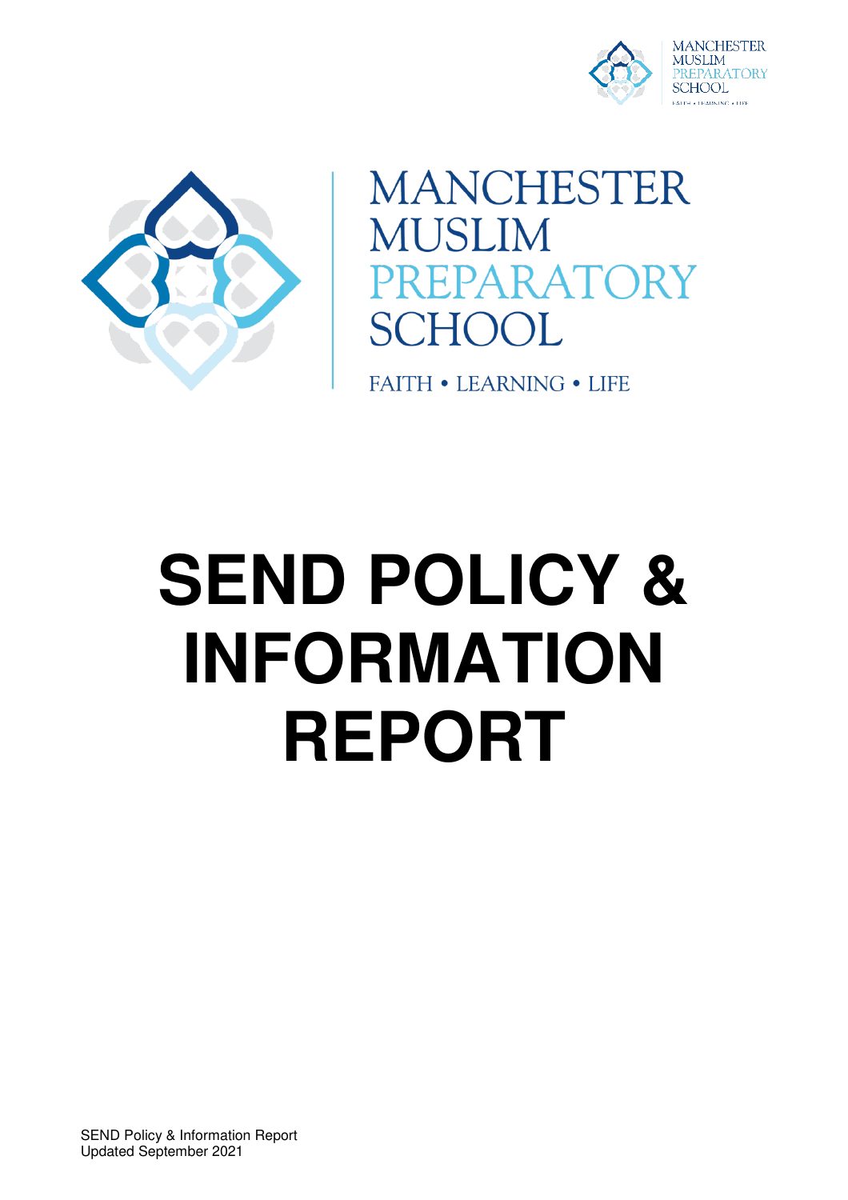MANCHESTER MUSLIM PREPARATORY SCHOOL

FAITH • LEARNING • LIFE

# SEND POLICY & INFORMATION REPORT

SEND Policy & Information Report
Updated September 2021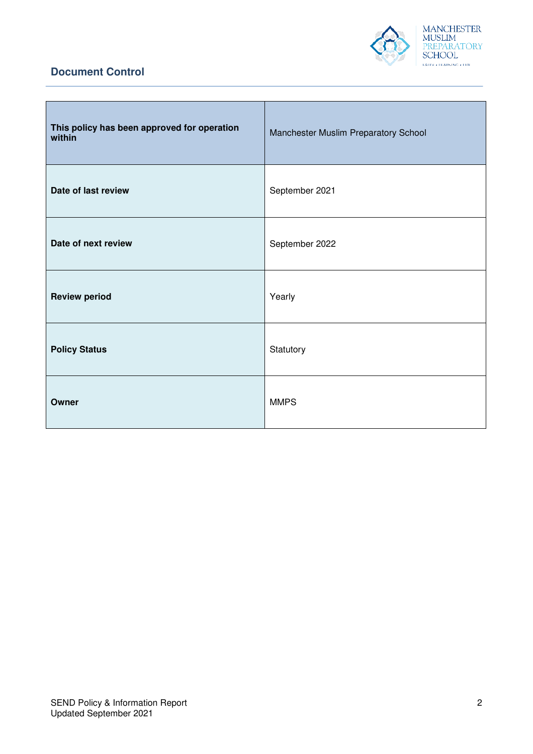## Document Control

| This policy has been approved for operation within | Manchester Muslim Preparatory School |
|---|---|
| **Date of last review** | September 2021 |
| **Date of next review** | September 2022 |
| **Review period** | Yearly |
| **Policy Status** | Statutory |
| **Owner** | MMPS |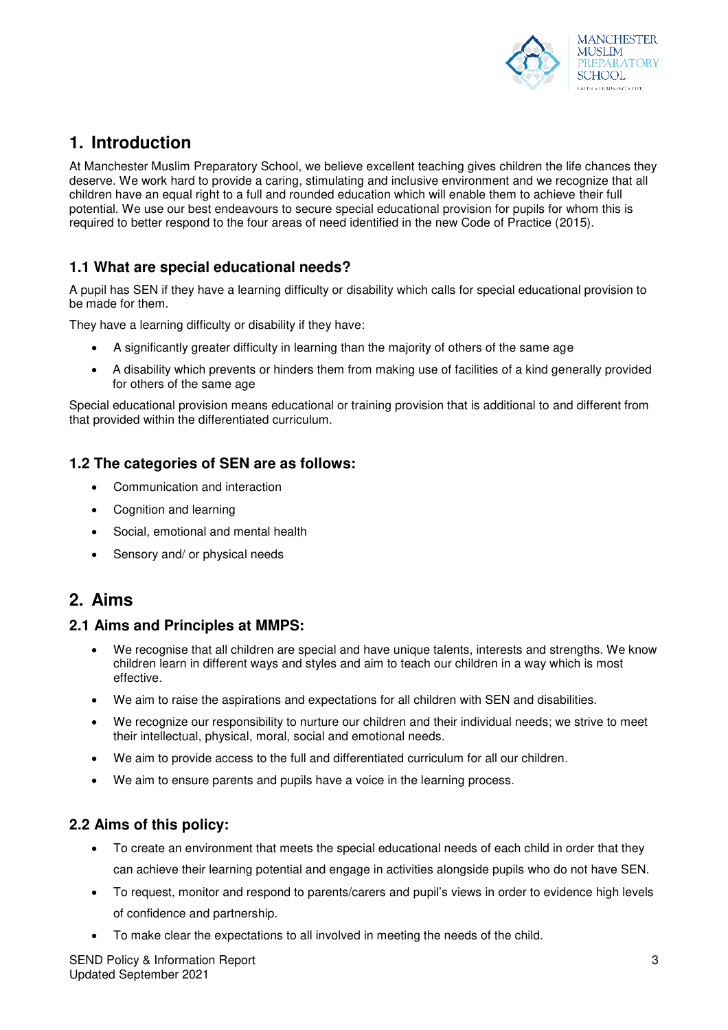# 1. Introduction

At Manchester Muslim Preparatory School, we believe excellent teaching gives children the life chances they deserve. We work hard to provide a caring, stimulating and inclusive environment and we recognize that all children have an equal right to a full and rounded education which will enable them to achieve their full potential. We use our best endeavours to secure special educational provision for pupils for whom this is required to better respond to the four areas of need identified in the new Code of Practice (2015).

## 1.1 What are special educational needs?

A pupil has SEN if they have a learning difficulty or disability which calls for special educational provision to be made for them.

They have a learning difficulty or disability if they have:

- A significantly greater difficulty in learning than the majority of others of the same age
- A disability which prevents or hinders them from making use of facilities of a kind generally provided for others of the same age

Special educational provision means educational or training provision that is additional to and different from that provided within the differentiated curriculum.

## 1.2 The categories of SEN are as follows:

- Communication and interaction
- Cognition and learning
- Social, emotional and mental health
- Sensory and/ or physical needs

# 2. Aims

## 2.1 Aims and Principles at MMPS:

- We recognise that all children are special and have unique talents, interests and strengths. We know children learn in different ways and styles and aim to teach our children in a way which is most effective.
- We aim to raise the aspirations and expectations for all children with SEN and disabilities.
- We recognize our responsibility to nurture our children and their individual needs; we strive to meet their intellectual, physical, moral, social and emotional needs.
- We aim to provide access to the full and differentiated curriculum for all our children.
- We aim to ensure parents and pupils have a voice in the learning process.

## 2.2 Aims of this policy:

- To create an environment that meets the special educational needs of each child in order that they can achieve their learning potential and engage in activities alongside pupils who do not have SEN.
- To request, monitor and respond to parents/carers and pupil's views in order to evidence high levels of confidence and partnership.
- To make clear the expectations to all involved in meeting the needs of the child.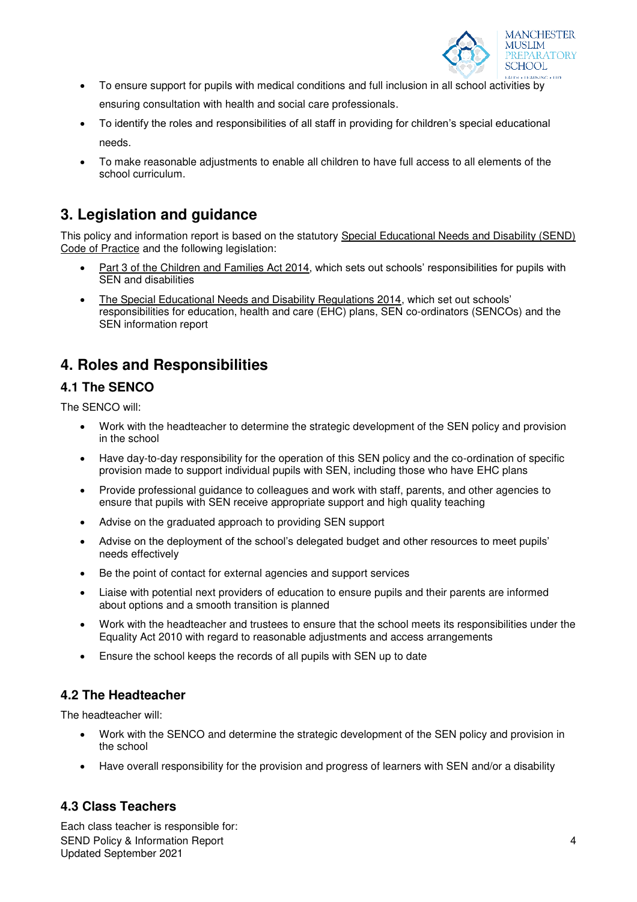- To ensure support for pupils with medical conditions and full inclusion in all school activities by ensuring consultation with health and social care professionals.
- To identify the roles and responsibilities of all staff in providing for children's special educational needs.
- To make reasonable adjustments to enable all children to have full access to all elements of the school curriculum.

## 3. Legislation and guidance

This policy and information report is based on the statutory Special Educational Needs and Disability (SEND) Code of Practice and the following legislation:

- Part 3 of the Children and Families Act 2014, which sets out schools' responsibilities for pupils with SEN and disabilities
- The Special Educational Needs and Disability Regulations 2014, which set out schools' responsibilities for education, health and care (EHC) plans, SEN co-ordinators (SENCOs) and the SEN information report

## 4. Roles and Responsibilities

### 4.1 The SENCO

The SENCO will:

- Work with the headteacher to determine the strategic development of the SEN policy and provision in the school
- Have day-to-day responsibility for the operation of this SEN policy and the co-ordination of specific provision made to support individual pupils with SEN, including those who have EHC plans
- Provide professional guidance to colleagues and work with staff, parents, and other agencies to ensure that pupils with SEN receive appropriate support and high quality teaching
- Advise on the graduated approach to providing SEN support
- Advise on the deployment of the school's delegated budget and other resources to meet pupils' needs effectively
- Be the point of contact for external agencies and support services
- Liaise with potential next providers of education to ensure pupils and their parents are informed about options and a smooth transition is planned
- Work with the headteacher and trustees to ensure that the school meets its responsibilities under the Equality Act 2010 with regard to reasonable adjustments and access arrangements
- Ensure the school keeps the records of all pupils with SEN up to date

### 4.2 The Headteacher

The headteacher will:

- Work with the SENCO and determine the strategic development of the SEN policy and provision in the school
- Have overall responsibility for the provision and progress of learners with SEN and/or a disability

### 4.3 Class Teachers

Each class teacher is responsible for: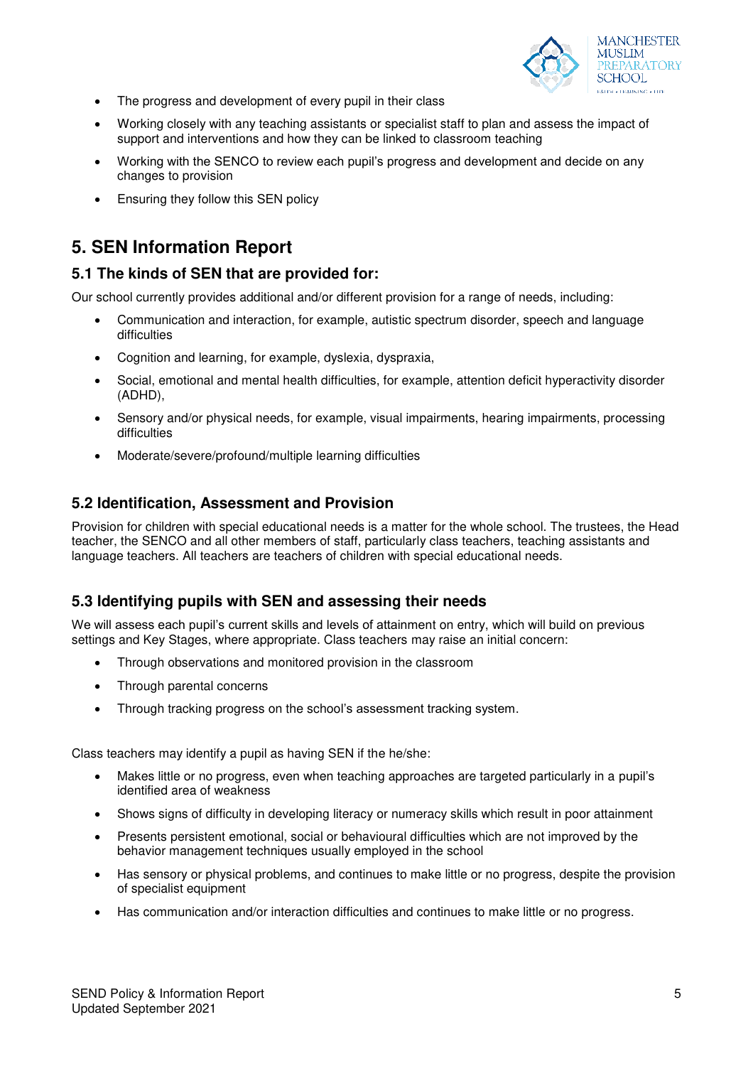- The progress and development of every pupil in their class
- Working closely with any teaching assistants or specialist staff to plan and assess the impact of support and interventions and how they can be linked to classroom teaching
- Working with the SENCO to review each pupil's progress and development and decide on any changes to provision
- Ensuring they follow this SEN policy

## 5. SEN Information Report

### 5.1 The kinds of SEN that are provided for:

Our school currently provides additional and/or different provision for a range of needs, including:

- Communication and interaction, for example, autistic spectrum disorder, speech and language difficulties
- Cognition and learning, for example, dyslexia, dyspraxia,
- Social, emotional and mental health difficulties, for example, attention deficit hyperactivity disorder (ADHD),
- Sensory and/or physical needs, for example, visual impairments, hearing impairments, processing difficulties
- Moderate/severe/profound/multiple learning difficulties

### 5.2 Identification, Assessment and Provision

Provision for children with special educational needs is a matter for the whole school. The trustees, the Head teacher, the SENCO and all other members of staff, particularly class teachers, teaching assistants and language teachers. All teachers are teachers of children with special educational needs.

### 5.3 Identifying pupils with SEN and assessing their needs

We will assess each pupil's current skills and levels of attainment on entry, which will build on previous settings and Key Stages, where appropriate. Class teachers may raise an initial concern:

- Through observations and monitored provision in the classroom
- Through parental concerns
- Through tracking progress on the school's assessment tracking system.

Class teachers may identify a pupil as having SEN if the he/she:

- Makes little or no progress, even when teaching approaches are targeted particularly in a pupil's identified area of weakness
- Shows signs of difficulty in developing literacy or numeracy skills which result in poor attainment
- Presents persistent emotional, social or behavioural difficulties which are not improved by the behavior management techniques usually employed in the school
- Has sensory or physical problems, and continues to make little or no progress, despite the provision of specialist equipment
- Has communication and/or interaction difficulties and continues to make little or no progress.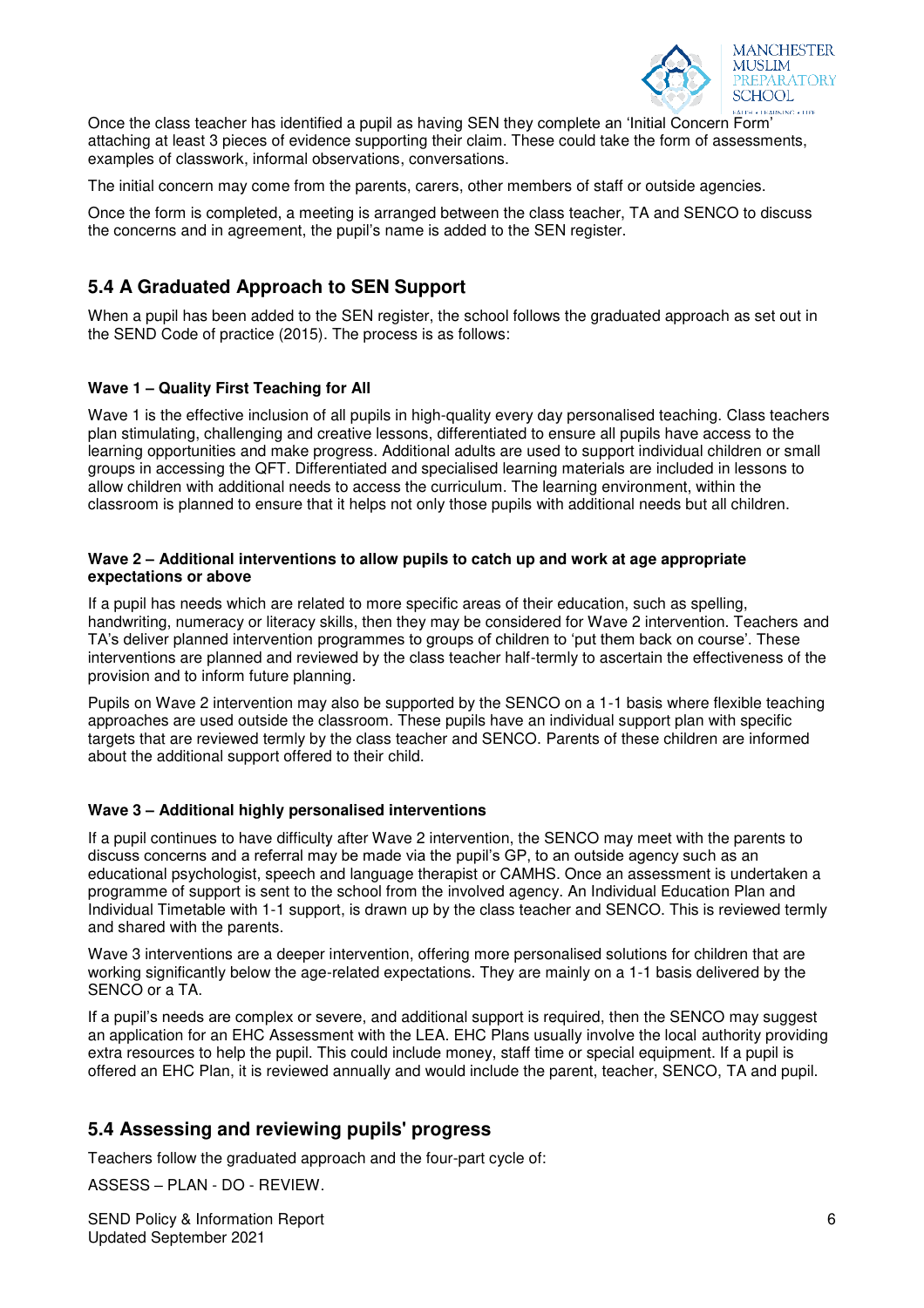Once the class teacher has identified a pupil as having SEN they complete an 'Initial Concern Form' attaching at least 3 pieces of evidence supporting their claim. These could take the form of assessments, examples of classwork, informal observations, conversations.

The initial concern may come from the parents, carers, other members of staff or outside agencies.

Once the form is completed, a meeting is arranged between the class teacher, TA and SENCO to discuss the concerns and in agreement, the pupil's name is added to the SEN register.

## 5.4 A Graduated Approach to SEN Support

When a pupil has been added to the SEN register, the school follows the graduated approach as set out in the SEND Code of practice (2015). The process is as follows:

**Wave 1 – Quality First Teaching for All**

Wave 1 is the effective inclusion of all pupils in high-quality every day personalised teaching. Class teachers plan stimulating, challenging and creative lessons, differentiated to ensure all pupils have access to the learning opportunities and make progress. Additional adults are used to support individual children or small groups in accessing the QFT. Differentiated and specialised learning materials are included in lessons to allow children with additional needs to access the curriculum. The learning environment, within the classroom is planned to ensure that it helps not only those pupils with additional needs but all children.

**Wave 2 – Additional interventions to allow pupils to catch up and work at age appropriate expectations or above**

If a pupil has needs which are related to more specific areas of their education, such as spelling, handwriting, numeracy or literacy skills, then they may be considered for Wave 2 intervention. Teachers and TA's deliver planned intervention programmes to groups of children to 'put them back on course'. These interventions are planned and reviewed by the class teacher half-termly to ascertain the effectiveness of the provision and to inform future planning.

Pupils on Wave 2 intervention may also be supported by the SENCO on a 1-1 basis where flexible teaching approaches are used outside the classroom. These pupils have an individual support plan with specific targets that are reviewed termly by the class teacher and SENCO. Parents of these children are informed about the additional support offered to their child.

**Wave 3 – Additional highly personalised interventions**

If a pupil continues to have difficulty after Wave 2 intervention, the SENCO may meet with the parents to discuss concerns and a referral may be made via the pupil's GP, to an outside agency such as an educational psychologist, speech and language therapist or CAMHS. Once an assessment is undertaken a programme of support is sent to the school from the involved agency. An Individual Education Plan and Individual Timetable with 1-1 support, is drawn up by the class teacher and SENCO. This is reviewed termly and shared with the parents.

Wave 3 interventions are a deeper intervention, offering more personalised solutions for children that are working significantly below the age-related expectations. They are mainly on a 1-1 basis delivered by the SENCO or a TA.

If a pupil's needs are complex or severe, and additional support is required, then the SENCO may suggest an application for an EHC Assessment with the LEA. EHC Plans usually involve the local authority providing extra resources to help the pupil. This could include money, staff time or special equipment. If a pupil is offered an EHC Plan, it is reviewed annually and would include the parent, teacher, SENCO, TA and pupil.

## 5.4 Assessing and reviewing pupils' progress

Teachers follow the graduated approach and the four-part cycle of:

ASSESS – PLAN - DO - REVIEW.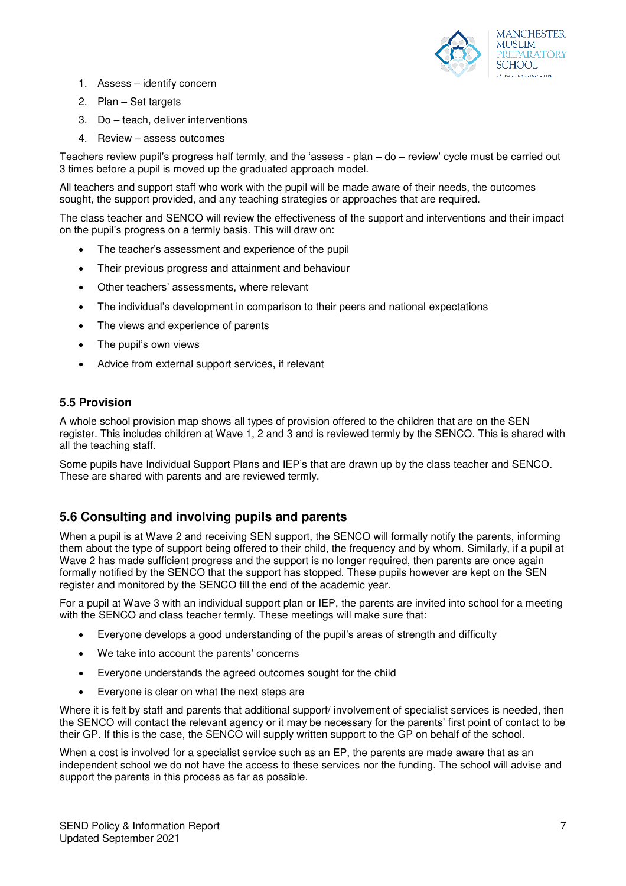1. Assess – identify concern
2. Plan – Set targets
3. Do – teach, deliver interventions
4. Review – assess outcomes

Teachers review pupil's progress half termly, and the 'assess - plan – do – review' cycle must be carried out 3 times before a pupil is moved up the graduated approach model.

All teachers and support staff who work with the pupil will be made aware of their needs, the outcomes sought, the support provided, and any teaching strategies or approaches that are required.

The class teacher and SENCO will review the effectiveness of the support and interventions and their impact on the pupil's progress on a termly basis. This will draw on:

- The teacher's assessment and experience of the pupil
- Their previous progress and attainment and behaviour
- Other teachers' assessments, where relevant
- The individual's development in comparison to their peers and national expectations
- The views and experience of parents
- The pupil's own views
- Advice from external support services, if relevant

### 5.5 Provision

A whole school provision map shows all types of provision offered to the children that are on the SEN register. This includes children at Wave 1, 2 and 3 and is reviewed termly by the SENCO. This is shared with all the teaching staff.

Some pupils have Individual Support Plans and IEP's that are drawn up by the class teacher and SENCO. These are shared with parents and are reviewed termly.

## 5.6 Consulting and involving pupils and parents

When a pupil is at Wave 2 and receiving SEN support, the SENCO will formally notify the parents, informing them about the type of support being offered to their child, the frequency and by whom. Similarly, if a pupil at Wave 2 has made sufficient progress and the support is no longer required, then parents are once again formally notified by the SENCO that the support has stopped. These pupils however are kept on the SEN register and monitored by the SENCO till the end of the academic year.

For a pupil at Wave 3 with an individual support plan or IEP, the parents are invited into school for a meeting with the SENCO and class teacher termly. These meetings will make sure that:

- Everyone develops a good understanding of the pupil's areas of strength and difficulty
- We take into account the parents' concerns
- Everyone understands the agreed outcomes sought for the child
- Everyone is clear on what the next steps are

Where it is felt by staff and parents that additional support/ involvement of specialist services is needed, then the SENCO will contact the relevant agency or it may be necessary for the parents' first point of contact to be their GP. If this is the case, the SENCO will supply written support to the GP on behalf of the school.

When a cost is involved for a specialist service such as an EP, the parents are made aware that as an independent school we do not have the access to these services nor the funding. The school will advise and support the parents in this process as far as possible.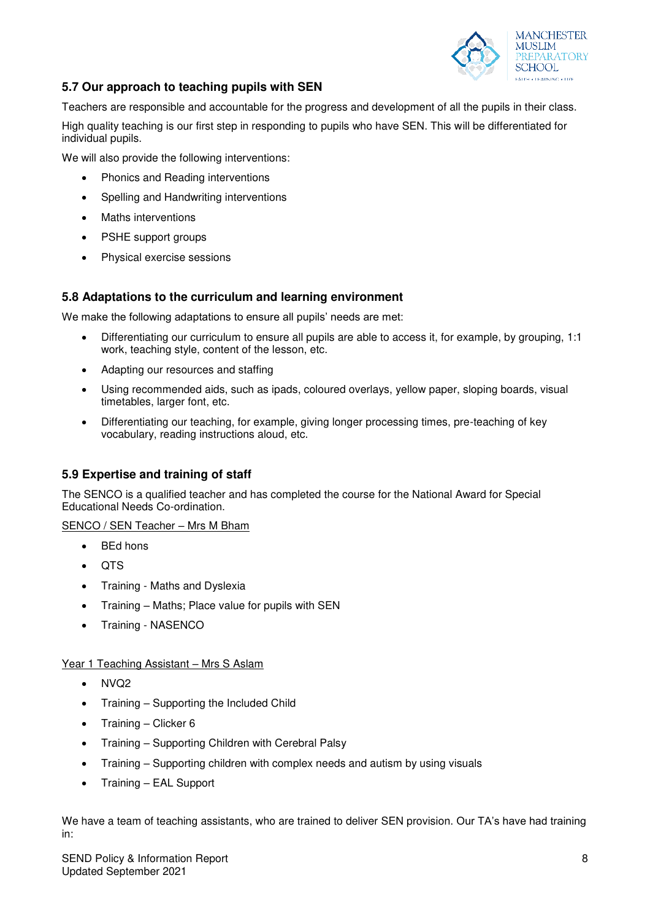### 5.7 Our approach to teaching pupils with SEN

Teachers are responsible and accountable for the progress and development of all the pupils in their class.

High quality teaching is our first step in responding to pupils who have SEN. This will be differentiated for individual pupils.

We will also provide the following interventions:

- Phonics and Reading interventions
- Spelling and Handwriting interventions
- Maths interventions
- PSHE support groups
- Physical exercise sessions

### 5.8 Adaptations to the curriculum and learning environment

We make the following adaptations to ensure all pupils' needs are met:

- Differentiating our curriculum to ensure all pupils are able to access it, for example, by grouping, 1:1 work, teaching style, content of the lesson, etc.
- Adapting our resources and staffing
- Using recommended aids, such as ipads, coloured overlays, yellow paper, sloping boards, visual timetables, larger font, etc.
- Differentiating our teaching, for example, giving longer processing times, pre-teaching of key vocabulary, reading instructions aloud, etc.

### 5.9 Expertise and training of staff

The SENCO is a qualified teacher and has completed the course for the National Award for Special Educational Needs Co-ordination.

<u>SENCO / SEN Teacher – Mrs M Bham</u>

- BEd hons
- QTS
- Training - Maths and Dyslexia
- Training – Maths; Place value for pupils with SEN
- Training - NASENCO

<u>Year 1 Teaching Assistant – Mrs S Aslam</u>

- NVQ2
- Training – Supporting the Included Child
- Training – Clicker 6
- Training – Supporting Children with Cerebral Palsy
- Training – Supporting children with complex needs and autism by using visuals
- Training – EAL Support

We have a team of teaching assistants, who are trained to deliver SEN provision. Our TA's have had training in: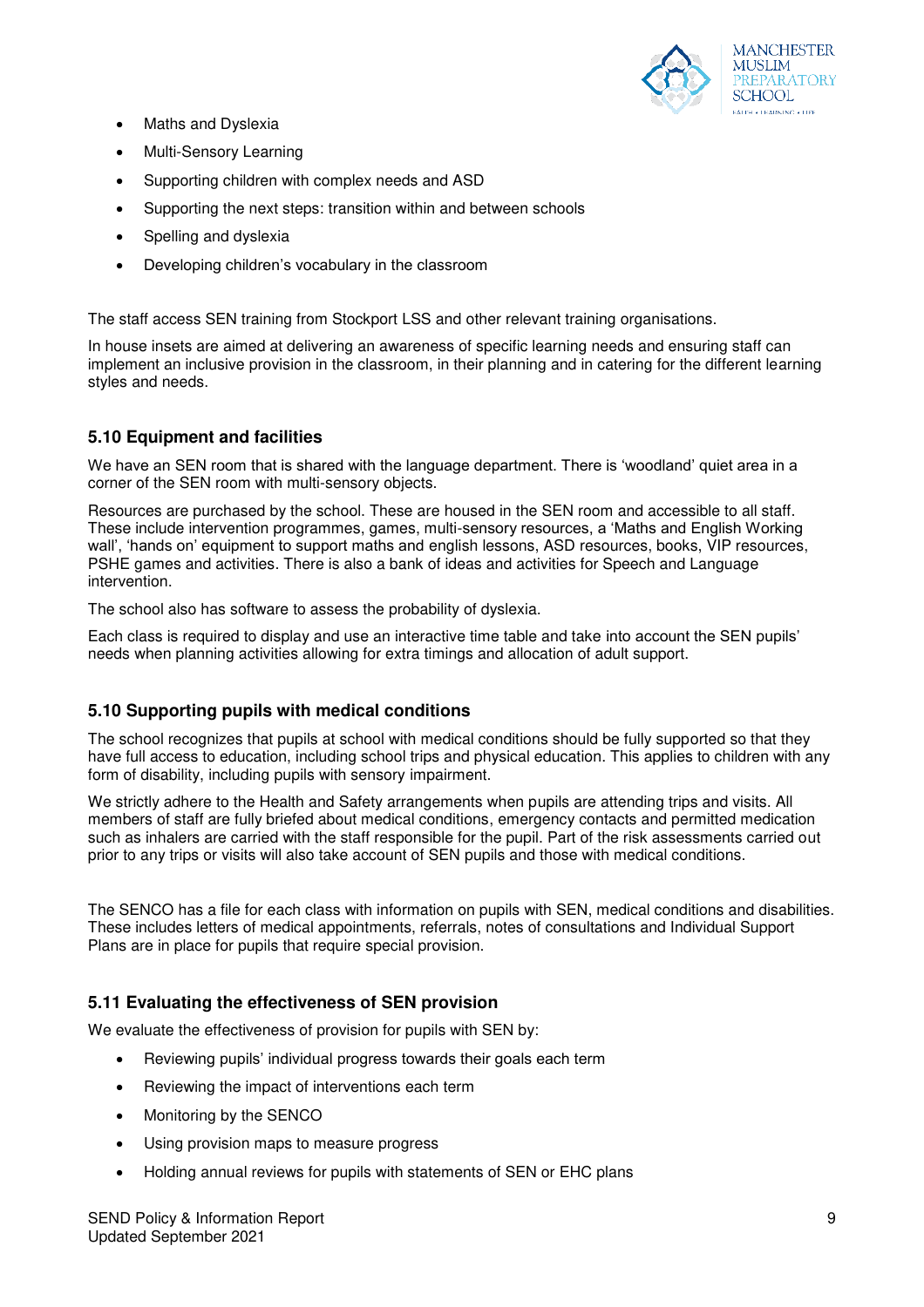- Maths and Dyslexia
- Multi-Sensory Learning
- Supporting children with complex needs and ASD
- Supporting the next steps: transition within and between schools
- Spelling and dyslexia
- Developing children's vocabulary in the classroom

The staff access SEN training from Stockport LSS and other relevant training organisations.

In house insets are aimed at delivering an awareness of specific learning needs and ensuring staff can implement an inclusive provision in the classroom, in their planning and in catering for the different learning styles and needs.

### 5.10 Equipment and facilities

We have an SEN room that is shared with the language department. There is 'woodland' quiet area in a corner of the SEN room with multi-sensory objects.

Resources are purchased by the school. These are housed in the SEN room and accessible to all staff. These include intervention programmes, games, multi-sensory resources, a 'Maths and English Working wall', 'hands on' equipment to support maths and english lessons, ASD resources, books, VIP resources, PSHE games and activities. There is also a bank of ideas and activities for Speech and Language intervention.

The school also has software to assess the probability of dyslexia.

Each class is required to display and use an interactive time table and take into account the SEN pupils' needs when planning activities allowing for extra timings and allocation of adult support.

### 5.10 Supporting pupils with medical conditions

The school recognizes that pupils at school with medical conditions should be fully supported so that they have full access to education, including school trips and physical education. This applies to children with any form of disability, including pupils with sensory impairment.

We strictly adhere to the Health and Safety arrangements when pupils are attending trips and visits. All members of staff are fully briefed about medical conditions, emergency contacts and permitted medication such as inhalers are carried with the staff responsible for the pupil. Part of the risk assessments carried out prior to any trips or visits will also take account of SEN pupils and those with medical conditions.

The SENCO has a file for each class with information on pupils with SEN, medical conditions and disabilities. These includes letters of medical appointments, referrals, notes of consultations and Individual Support Plans are in place for pupils that require special provision.

### 5.11 Evaluating the effectiveness of SEN provision

We evaluate the effectiveness of provision for pupils with SEN by:

- Reviewing pupils' individual progress towards their goals each term
- Reviewing the impact of interventions each term
- Monitoring by the SENCO
- Using provision maps to measure progress
- Holding annual reviews for pupils with statements of SEN or EHC plans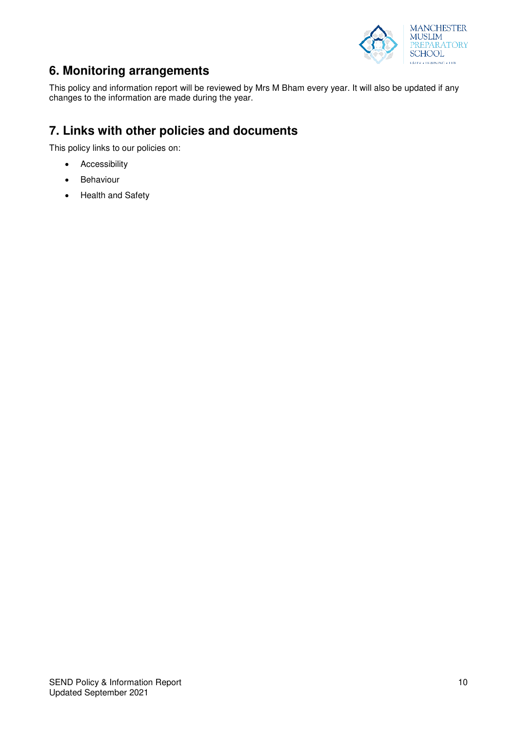## 6. Monitoring arrangements

This policy and information report will be reviewed by Mrs M Bham every year. It will also be updated if any changes to the information are made during the year.

## 7. Links with other policies and documents

This policy links to our policies on:

- Accessibility
- Behaviour
- Health and Safety